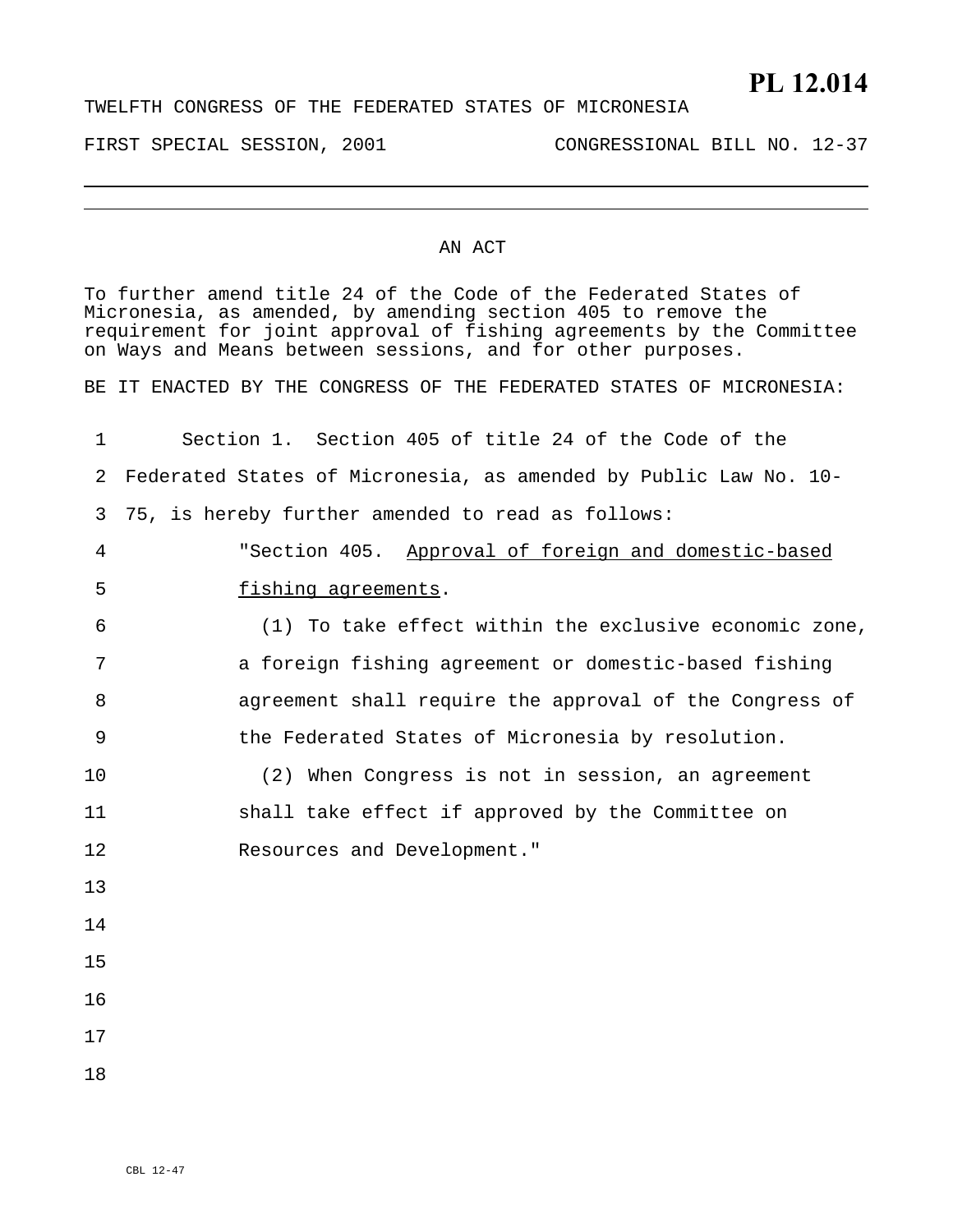**PL 12.014**

TWELFTH CONGRESS OF THE FEDERATED STATES OF MICRONESIA

FIRST SPECIAL SESSION, 2001 CONGRESSIONAL BILL NO. 12-37

---

AN ACT

To further amend title 24 of the Code of the Federated States of Micronesia, as amended, by amending section 405 to remove the requirement for joint approval of fishing agreements by the Committee on Ways and Means between sessions, and for other purposes.

BE IT ENACTED BY THE CONGRESS OF THE FEDERATED STATES OF MICRONESIA:

Section 1. Section 405 of title 24 of the Code of the Federated States of Micronesia, as amended by Public Law No. 10-75, is hereby further amended to read as follows:

"Section 405. Approval of foreign and domestic-based fishing agreements.

(1) To take effect within the exclusive economic zone, a foreign fishing agreement or domestic-based fishing agreement shall require the approval of the Congress of the Federated States of Micronesia by resolution.

(2) When Congress is not in session, an agreement shall take effect if approved by the Committee on Resources and Development."

CBL 12-47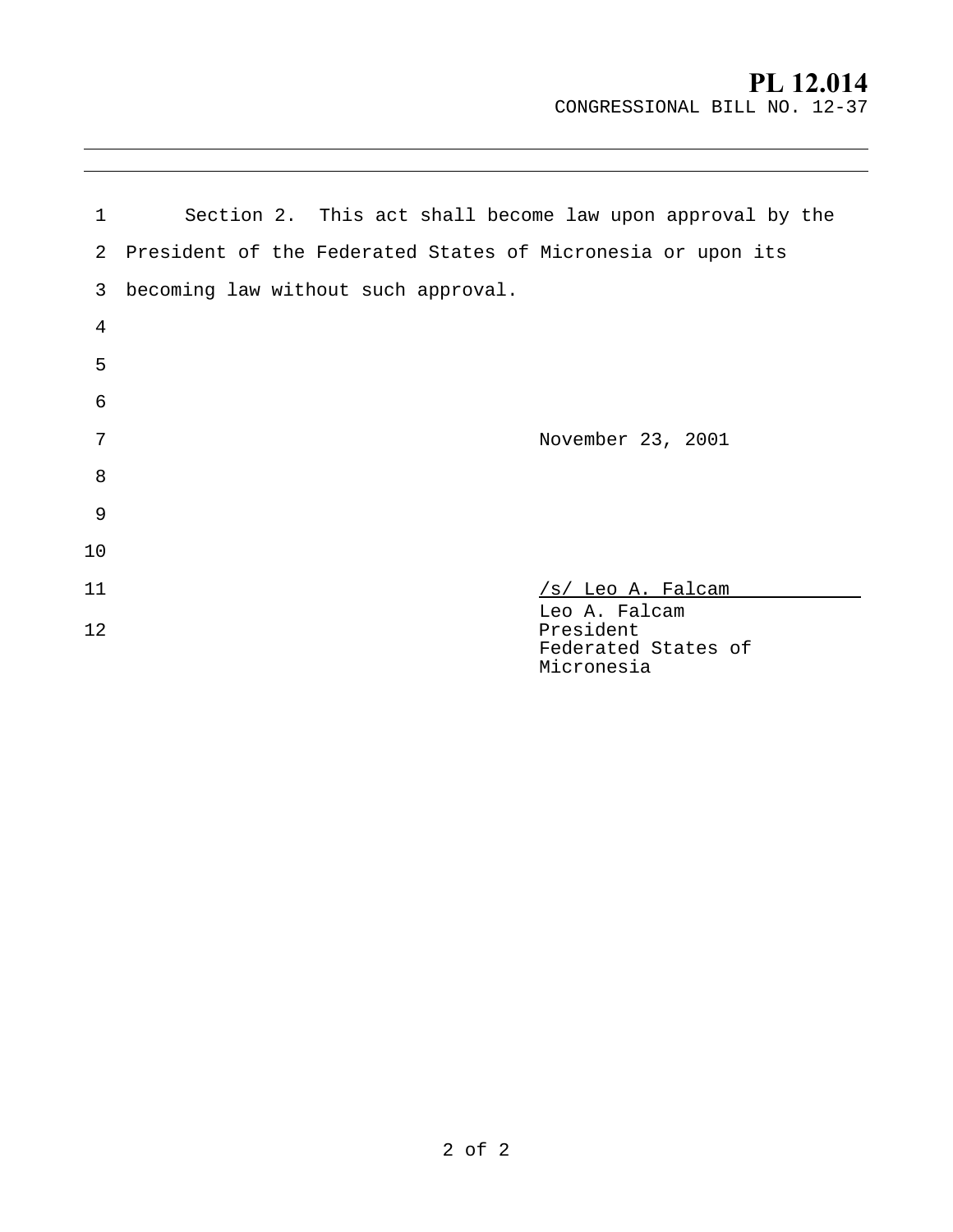Section 2. This act shall become law upon approval by the President of the Federated States of Micronesia or upon its becoming law without such approval.

November 23, 2001

/s/ Leo A. Falcam

Leo A. Falcam
President
Federated States of Micronesia